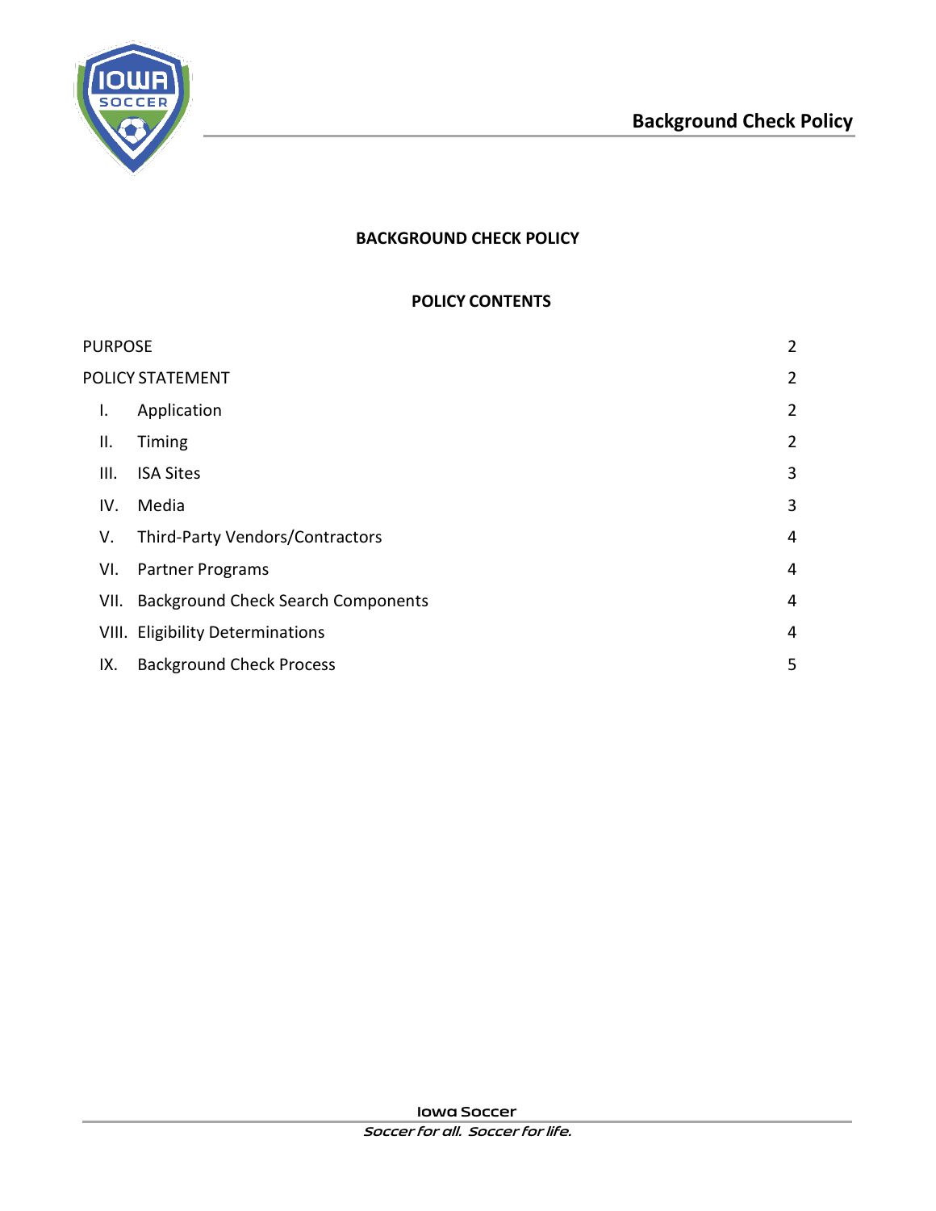# BACKGROUND CHECK POLICY

## POLICY CONTENTS

| | | |
|---|---|---|
| PURPOSE | | 2 |
| POLICY STATEMENT | | 2 |
| I. | Application | 2 |
| II. | Timing | 2 |
| III. | ISA Sites | 3 |
| IV. | Media | 3 |
| V. | Third-Party Vendors/Contractors | 4 |
| VI. | Partner Programs | 4 |
| VII. | Background Check Search Components | 4 |
| VIII. | Eligibility Determinations | 4 |
| IX. | Background Check Process | 5 |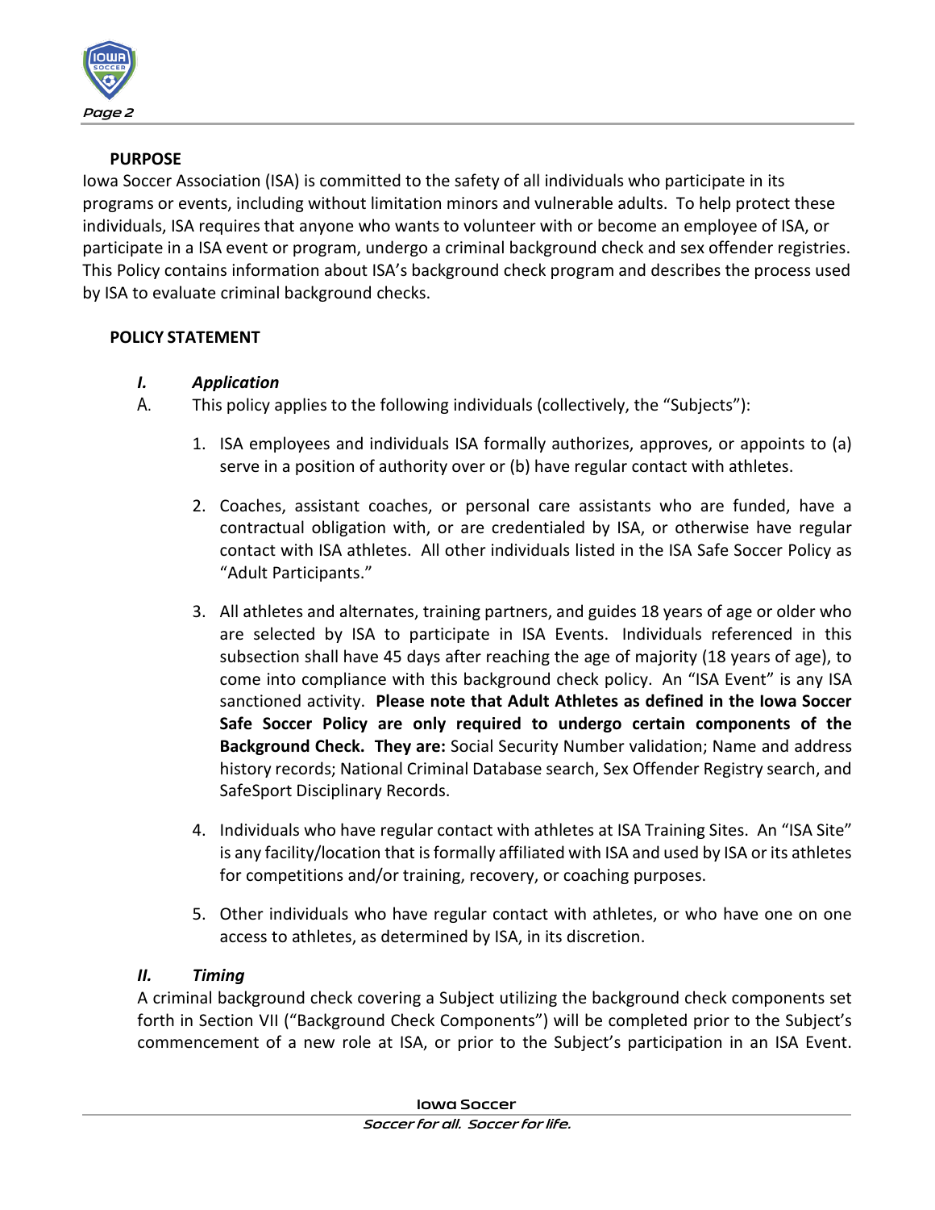## PURPOSE

Iowa Soccer Association (ISA) is committed to the safety of all individuals who participate in its programs or events, including without limitation minors and vulnerable adults. To help protect these individuals, ISA requires that anyone who wants to volunteer with or become an employee of ISA, or participate in a ISA event or program, undergo a criminal background check and sex offender registries. This Policy contains information about ISA's background check program and describes the process used by ISA to evaluate criminal background checks.

## POLICY STATEMENT

### *I. Application*

A. This policy applies to the following individuals (collectively, the "Subjects"):

1. ISA employees and individuals ISA formally authorizes, approves, or appoints to (a) serve in a position of authority over or (b) have regular contact with athletes.

2. Coaches, assistant coaches, or personal care assistants who are funded, have a contractual obligation with, or are credentialed by ISA, or otherwise have regular contact with ISA athletes. All other individuals listed in the ISA Safe Soccer Policy as "Adult Participants."

3. All athletes and alternates, training partners, and guides 18 years of age or older who are selected by ISA to participate in ISA Events. Individuals referenced in this subsection shall have 45 days after reaching the age of majority (18 years of age), to come into compliance with this background check policy. An "ISA Event" is any ISA sanctioned activity. **Please note that Adult Athletes as defined in the Iowa Soccer Safe Soccer Policy are only required to undergo certain components of the Background Check. They are:** Social Security Number validation; Name and address history records; National Criminal Database search, Sex Offender Registry search, and SafeSport Disciplinary Records.

4. Individuals who have regular contact with athletes at ISA Training Sites. An "ISA Site" is any facility/location that is formally affiliated with ISA and used by ISA or its athletes for competitions and/or training, recovery, or coaching purposes.

5. Other individuals who have regular contact with athletes, or who have one on one access to athletes, as determined by ISA, in its discretion.

### *II. Timing*

A criminal background check covering a Subject utilizing the background check components set forth in Section VII ("Background Check Components") will be completed prior to the Subject's commencement of a new role at ISA, or prior to the Subject's participation in an ISA Event.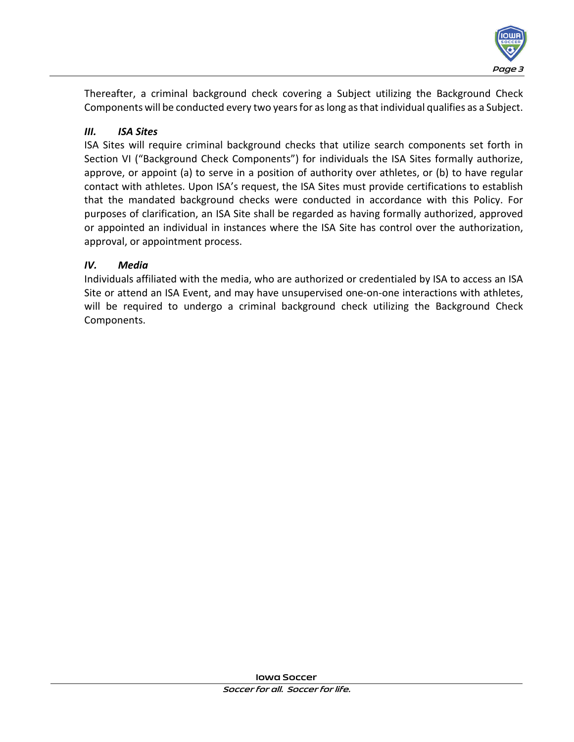Thereafter, a criminal background check covering a Subject utilizing the Background Check Components will be conducted every two years for as long as that individual qualifies as a Subject.

### *III. ISA Sites*

ISA Sites will require criminal background checks that utilize search components set forth in Section VI ("Background Check Components") for individuals the ISA Sites formally authorize, approve, or appoint (a) to serve in a position of authority over athletes, or (b) to have regular contact with athletes. Upon ISA's request, the ISA Sites must provide certifications to establish that the mandated background checks were conducted in accordance with this Policy. For purposes of clarification, an ISA Site shall be regarded as having formally authorized, approved or appointed an individual in instances where the ISA Site has control over the authorization, approval, or appointment process.

### *IV. Media*

Individuals affiliated with the media, who are authorized or credentialed by ISA to access an ISA Site or attend an ISA Event, and may have unsupervised one-on-one interactions with athletes, will be required to undergo a criminal background check utilizing the Background Check Components.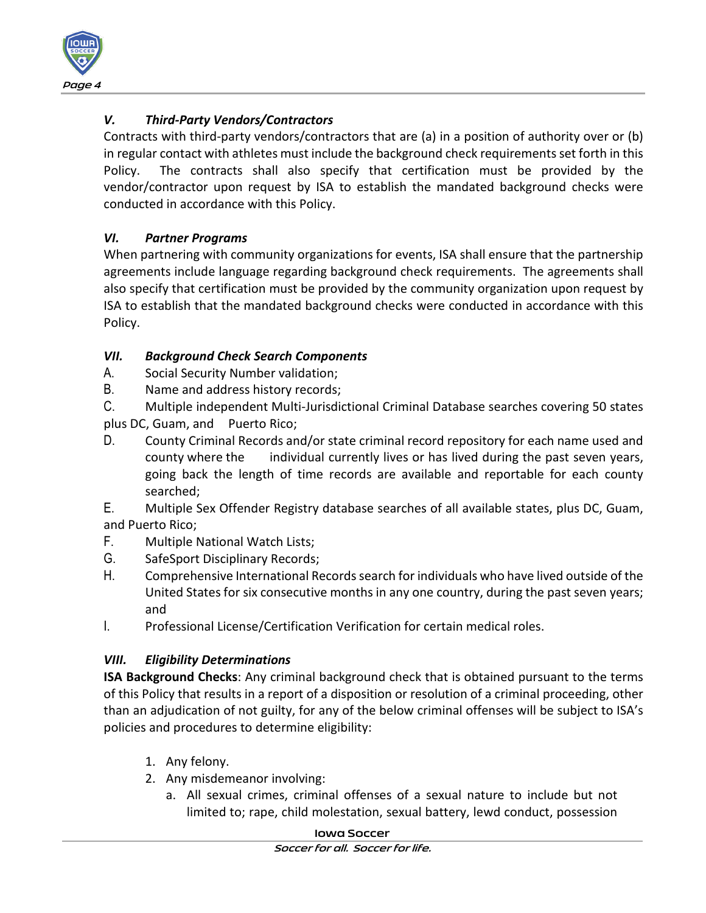### *V. Third-Party Vendors/Contractors*

Contracts with third-party vendors/contractors that are (a) in a position of authority over or (b) in regular contact with athletes must include the background check requirements set forth in this Policy. The contracts shall also specify that certification must be provided by the vendor/contractor upon request by ISA to establish the mandated background checks were conducted in accordance with this Policy.

### *VI. Partner Programs*

When partnering with community organizations for events, ISA shall ensure that the partnership agreements include language regarding background check requirements. The agreements shall also specify that certification must be provided by the community organization upon request by ISA to establish that the mandated background checks were conducted in accordance with this Policy.

### *VII. Background Check Search Components*

A. Social Security Number validation;

B. Name and address history records;

C. Multiple independent Multi-Jurisdictional Criminal Database searches covering 50 states plus DC, Guam, and Puerto Rico;

D. County Criminal Records and/or state criminal record repository for each name used and county where the individual currently lives or has lived during the past seven years, going back the length of time records are available and reportable for each county searched;

E. Multiple Sex Offender Registry database searches of all available states, plus DC, Guam, and Puerto Rico;

F. Multiple National Watch Lists;

G. SafeSport Disciplinary Records;

H. Comprehensive International Records search for individuals who have lived outside of the United States for six consecutive months in any one country, during the past seven years; and

I. Professional License/Certification Verification for certain medical roles.

### *VIII. Eligibility Determinations*

**ISA Background Checks**: Any criminal background check that is obtained pursuant to the terms of this Policy that results in a report of a disposition or resolution of a criminal proceeding, other than an adjudication of not guilty, for any of the below criminal offenses will be subject to ISA's policies and procedures to determine eligibility:

1. Any felony.
2. Any misdemeanor involving:
   a. All sexual crimes, criminal offenses of a sexual nature to include but not limited to; rape, child molestation, sexual battery, lewd conduct, possession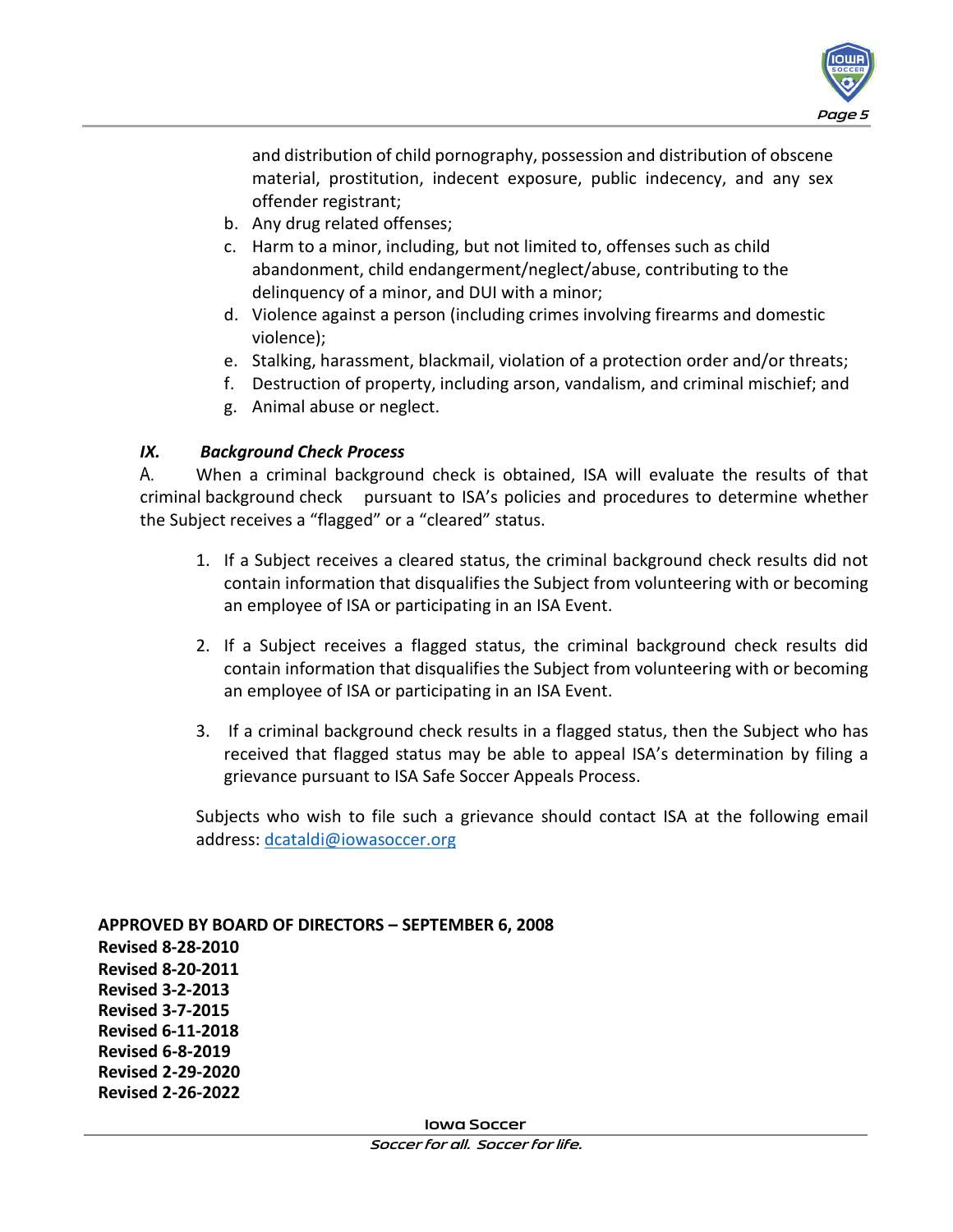and distribution of child pornography, possession and distribution of obscene material, prostitution, indecent exposure, public indecency, and any sex offender registrant;

b. Any drug related offenses;
c. Harm to a minor, including, but not limited to, offenses such as child abandonment, child endangerment/neglect/abuse, contributing to the delinquency of a minor, and DUI with a minor;
d. Violence against a person (including crimes involving firearms and domestic violence);
e. Stalking, harassment, blackmail, violation of a protection order and/or threats;
f. Destruction of property, including arson, vandalism, and criminal mischief; and
g. Animal abuse or neglect.

### *IX. Background Check Process*

A. When a criminal background check is obtained, ISA will evaluate the results of that criminal background check pursuant to ISA's policies and procedures to determine whether the Subject receives a "flagged" or a "cleared" status.

1. If a Subject receives a cleared status, the criminal background check results did not contain information that disqualifies the Subject from volunteering with or becoming an employee of ISA or participating in an ISA Event.

2. If a Subject receives a flagged status, the criminal background check results did contain information that disqualifies the Subject from volunteering with or becoming an employee of ISA or participating in an ISA Event.

3. If a criminal background check results in a flagged status, then the Subject who has received that flagged status may be able to appeal ISA's determination by filing a grievance pursuant to ISA Safe Soccer Appeals Process.

Subjects who wish to file such a grievance should contact ISA at the following email address: dcataldi@iowasoccer.org

**APPROVED BY BOARD OF DIRECTORS – SEPTEMBER 6, 2008**
**Revised 8-28-2010**
**Revised 8-20-2011**
**Revised 3-2-2013**
**Revised 3-7-2015**
**Revised 6-11-2018**
**Revised 6-8-2019**
**Revised 2-29-2020**
**Revised 2-26-2022**